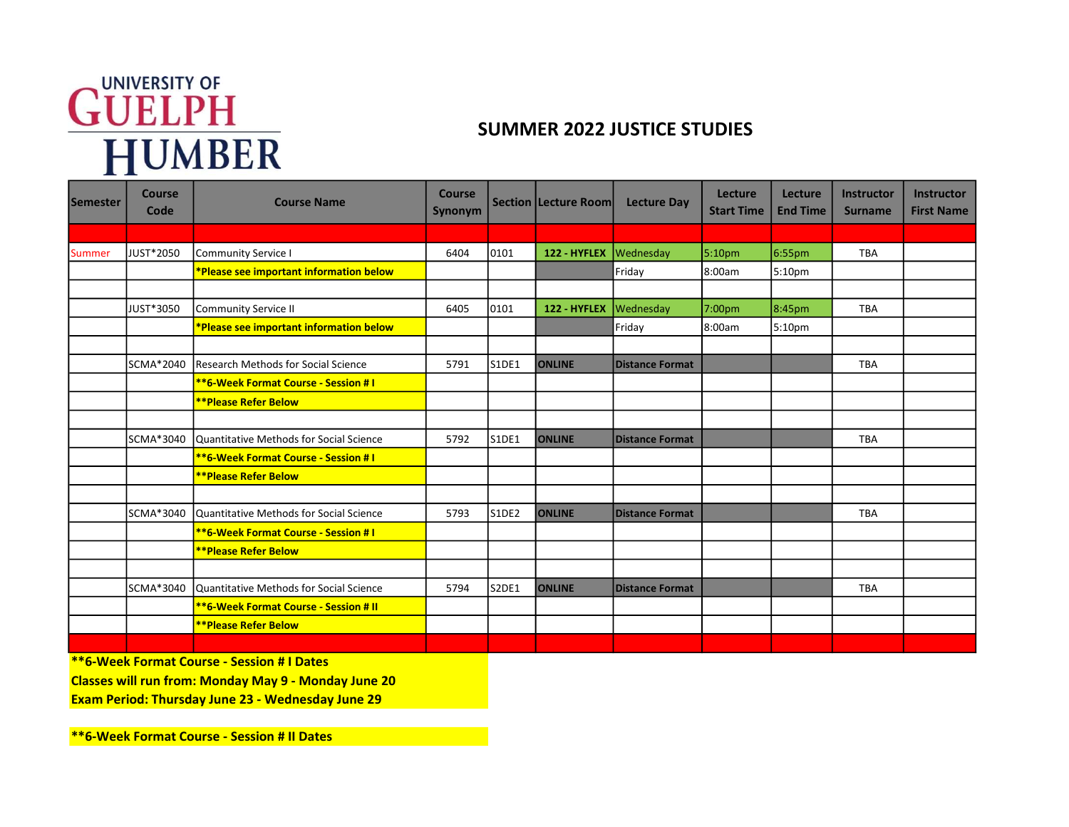UNIVERSITY OF GUELPH HUMBER

# SUMMER 2022 JUSTICE STUDIES

| Semester | Course Code | Course Name | Course Synonym | Section | Lecture Room | Lecture Day | Lecture Start Time | Lecture End Time | Instructor Surname | Instructor First Name |
|---|---|---|---|---|---|---|---|---|---|---|
| | | | | | | | | | | |
| Summer | JUST*2050 | Community Service I | 6404 | 0101 | 122 - HYFLEX | Wednesday | 5:10pm | 6:55pm | TBA | |
| | | *Please see important information below | | | | Friday | 8:00am | 5:10pm | | |
| | | | | | | | | | | |
| | JUST*3050 | Community Service II | 6405 | 0101 | 122 - HYFLEX | Wednesday | 7:00pm | 8:45pm | TBA | |
| | | *Please see important information below | | | | Friday | 8:00am | 5:10pm | | |
| | | | | | | | | | | |
| | SCMA*2040 | Research Methods for Social Science | 5791 | S1DE1 | ONLINE | Distance Format | | | TBA | |
| | | **6-Week Format Course - Session # I | | | | | | | | |
| | | **Please Refer Below | | | | | | | | |
| | | | | | | | | | | |
| | SCMA*3040 | Quantitative Methods for Social Science | 5792 | S1DE1 | ONLINE | Distance Format | | | TBA | |
| | | **6-Week Format Course - Session # I | | | | | | | | |
| | | **Please Refer Below | | | | | | | | |
| | | | | | | | | | | |
| | SCMA*3040 | Quantitative Methods for Social Science | 5793 | S1DE2 | ONLINE | Distance Format | | | TBA | |
| | | **6-Week Format Course - Session # I | | | | | | | | |
| | | **Please Refer Below | | | | | | | | |
| | | | | | | | | | | |
| | SCMA*3040 | Quantitative Methods for Social Science | 5794 | S2DE1 | ONLINE | Distance Format | | | TBA | |
| | | **6-Week Format Course - Session # II | | | | | | | | |
| | | **Please Refer Below | | | | | | | | |
| | | | | | | | | | | |

**6-Week Format Course - Session # I Dates**
**Classes will run from: Monday May 9 - Monday June 20**
**Exam Period: Thursday June 23 - Wednesday June 29**

**6-Week Format Course - Session # II Dates**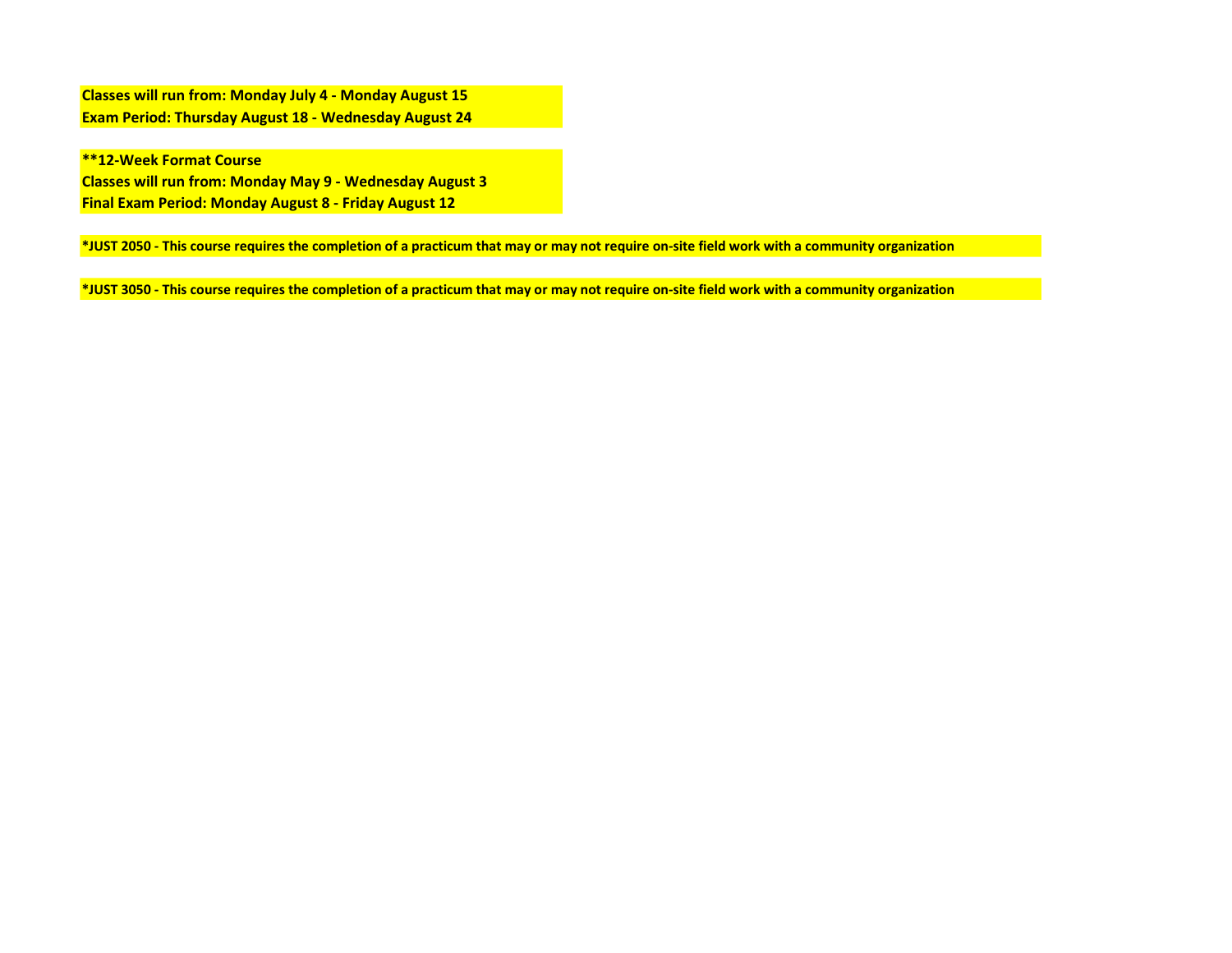**Classes will run from: Monday July 4 - Monday August 15**
**Exam Period: Thursday August 18 - Wednesday August 24**

****12-Week Format Course**
**Classes will run from: Monday May 9 - Wednesday August 3**
**Final Exam Period: Monday August 8 - Friday August 12**

***JUST 2050 - This course requires the completion of a practicum that may or may not require on-site field work with a community organization**

***JUST 3050 - This course requires the completion of a practicum that may or may not require on-site field work with a community organization**